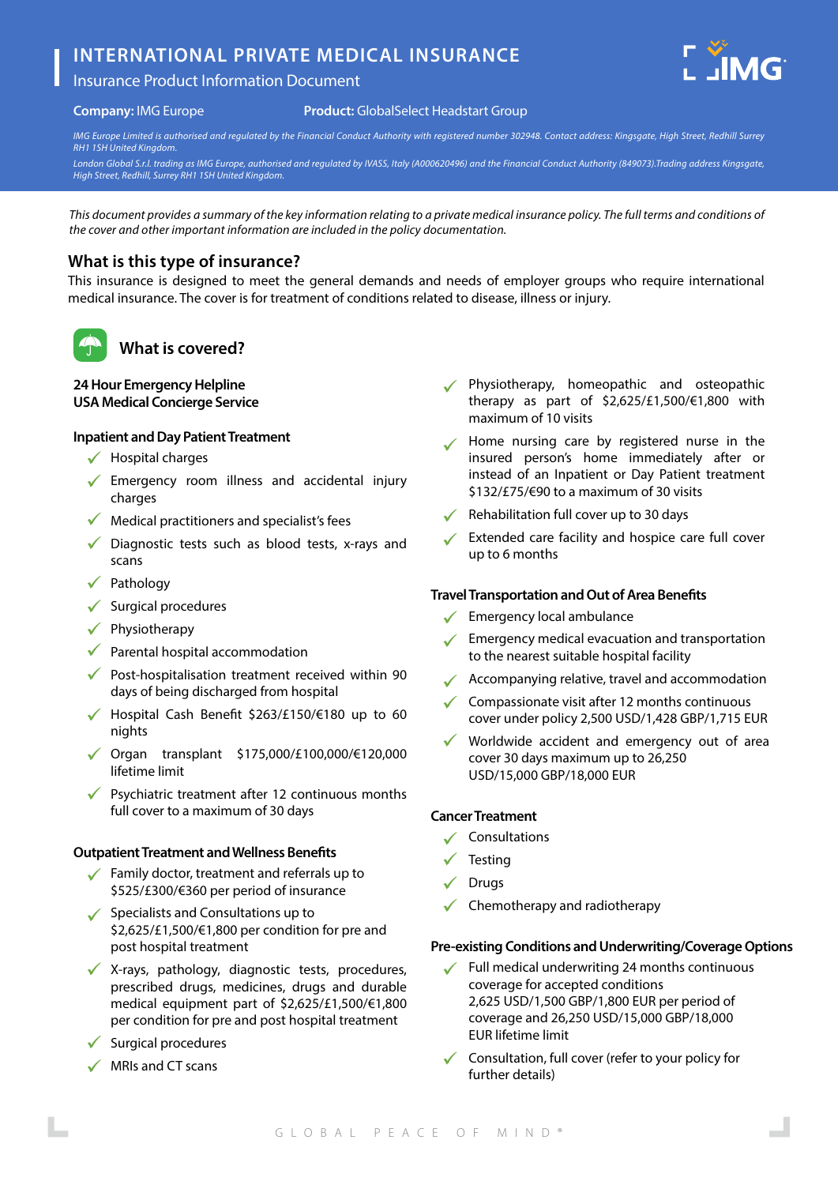# INTERNATIONAL PRIVATE MEDICAL INSURANCE

Insurance Product Information Document

**Company:** IMG Europe **Product:** GlobalSelect Headstart Group

*IMG Europe Limited is authorised and regulated by the Financial Conduct Authority with registered number 302948. Contact address: Kingsgate, High Street, Redhill Surrey RH1 1SH United Kingdom.*

*London Global S.r.l. trading as IMG Europe, authorised and regulated by IVASS, Italy (A000620496) and the Financial Conduct Authority (849073).Trading address Kingsgate, High Street, Redhill, Surrey RH1 1SH United Kingdom.*

*This document provides a summary of the key information relating to a private medical insurance policy. The full terms and conditions of the cover and other important information are included in the policy documentation.*

## What is this type of insurance?

This insurance is designed to meet the general demands and needs of employer groups who require international medical insurance. The cover is for treatment of conditions related to disease, illness or injury.

## What is covered?

**24 Hour Emergency Helpline**
**USA Medical Concierge Service**

**Inpatient and Day Patient Treatment**

- ✓ Hospital charges
- ✓ Emergency room illness and accidental injury charges
- ✓ Medical practitioners and specialist's fees
- ✓ Diagnostic tests such as blood tests, x-rays and scans
- ✓ Pathology
- ✓ Surgical procedures
- ✓ Physiotherapy
- ✓ Parental hospital accommodation
- ✓ Post-hospitalisation treatment received within 90 days of being discharged from hospital
- ✓ Hospital Cash Benefit $263/£150/€180 up to 60 nights
- ✓ Organ transplant $175,000/£100,000/€120,000 lifetime limit
- ✓ Psychiatric treatment after 12 continuous months full cover to a maximum of 30 days

**Outpatient Treatment and Wellness Benefits**

- ✓ Family doctor, treatment and referrals up to $525/£300/€360 per period of insurance
- ✓ Specialists and Consultations up to $2,625/£1,500/€1,800 per condition for pre and post hospital treatment
- ✓ X-rays, pathology, diagnostic tests, procedures, prescribed drugs, medicines, drugs and durable medical equipment part of $2,625/£1,500/€1,800 per condition for pre and post hospital treatment
- ✓ Surgical procedures
- ✓ MRIs and CT scans
- ✓ Physiotherapy, homeopathic and osteopathic therapy as part of $2,625/£1,500/€1,800 with maximum of 10 visits
- ✓ Home nursing care by registered nurse in the insured person's home immediately after or instead of an Inpatient or Day Patient treatment $132/£75/€90 to a maximum of 30 visits
- ✓ Rehabilitation full cover up to 30 days
- ✓ Extended care facility and hospice care full cover up to 6 months

**Travel Transportation and Out of Area Benefits**

- ✓ Emergency local ambulance
- ✓ Emergency medical evacuation and transportation to the nearest suitable hospital facility
- ✓ Accompanying relative, travel and accommodation
- ✓ Compassionate visit after 12 months continuous cover under policy 2,500 USD/1,428 GBP/1,715 EUR
- ✓ Worldwide accident and emergency out of area cover 30 days maximum up to 26,250 USD/15,000 GBP/18,000 EUR

**Cancer Treatment**

- ✓ Consultations
- ✓ Testing
- ✓ Drugs
- ✓ Chemotherapy and radiotherapy

**Pre-existing Conditions and Underwriting/Coverage Options**

- ✓ Full medical underwriting 24 months continuous coverage for accepted conditions 2,625 USD/1,500 GBP/1,800 EUR per period of coverage and 26,250 USD/15,000 GBP/18,000 EUR lifetime limit
- ✓ Consultation, full cover (refer to your policy for further details)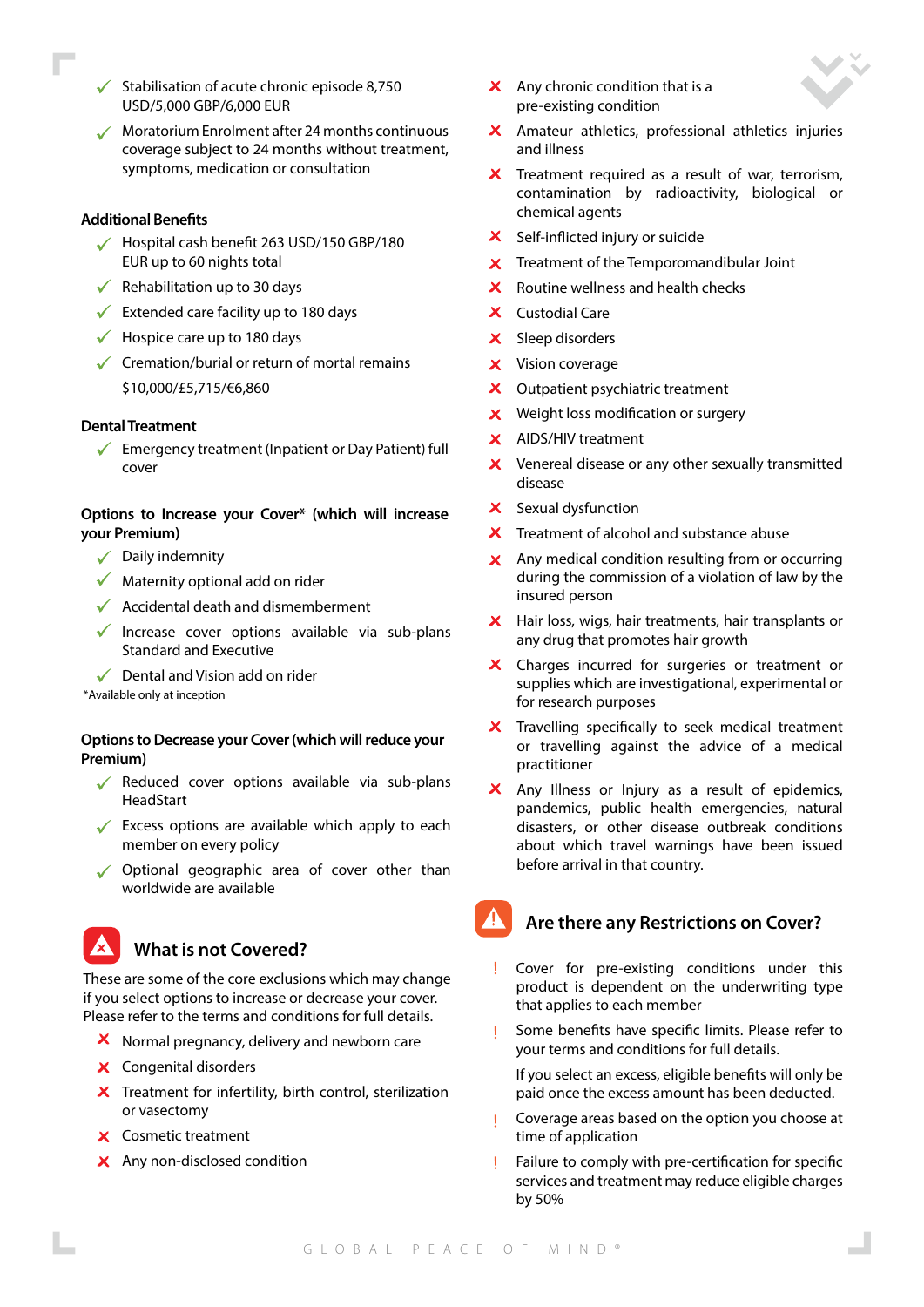- ✓ Stabilisation of acute chronic episode 8,750 USD/5,000 GBP/6,000 EUR
- ✓ Moratorium Enrolment after 24 months continuous coverage subject to 24 months without treatment, symptoms, medication or consultation

### Additional Benefits

- ✓ Hospital cash benefit 263 USD/150 GBP/180 EUR up to 60 nights total
- ✓ Rehabilitation up to 30 days
- ✓ Extended care facility up to 180 days
- ✓ Hospice care up to 180 days
- ✓ Cremation/burial or return of mortal remains $10,000/£5,715/€6,860

### Dental Treatment

- ✓ Emergency treatment (Inpatient or Day Patient) full cover

### Options to Increase your Cover* (which will increase your Premium)

- ✓ Daily indemnity
- ✓ Maternity optional add on rider
- ✓ Accidental death and dismemberment
- ✓ Increase cover options available via sub-plans Standard and Executive
- ✓ Dental and Vision add on rider

*Available only at inception

### Options to Decrease your Cover (which will reduce your Premium)

- ✓ Reduced cover options available via sub-plans HeadStart
- ✓ Excess options are available which apply to each member on every policy
- ✓ Optional geographic area of cover other than worldwide are available

## What is not Covered?

These are some of the core exclusions which may change if you select options to increase or decrease your cover. Please refer to the terms and conditions for full details.

- ✗ Normal pregnancy, delivery and newborn care
- ✗ Congenital disorders
- ✗ Treatment for infertility, birth control, sterilization or vasectomy
- ✗ Cosmetic treatment
- ✗ Any non-disclosed condition
- ✗ Any chronic condition that is a pre-existing condition
- ✗ Amateur athletics, professional athletics injuries and illness
- ✗ Treatment required as a result of war, terrorism, contamination by radioactivity, biological or chemical agents
- ✗ Self-inflicted injury or suicide
- ✗ Treatment of the Temporomandibular Joint
- ✗ Routine wellness and health checks
- ✗ Custodial Care
- ✗ Sleep disorders
- ✗ Vision coverage
- ✗ Outpatient psychiatric treatment
- ✗ Weight loss modification or surgery
- ✗ AIDS/HIV treatment
- ✗ Venereal disease or any other sexually transmitted disease
- ✗ Sexual dysfunction
- ✗ Treatment of alcohol and substance abuse
- ✗ Any medical condition resulting from or occurring during the commission of a violation of law by the insured person
- ✗ Hair loss, wigs, hair treatments, hair transplants or any drug that promotes hair growth
- ✗ Charges incurred for surgeries or treatment or supplies which are investigational, experimental or for research purposes
- ✗ Travelling specifically to seek medical treatment or travelling against the advice of a medical practitioner
- ✗ Any Illness or Injury as a result of epidemics, pandemics, public health emergencies, natural disasters, or other disease outbreak conditions about which travel warnings have been issued before arrival in that country.

## Are there any Restrictions on Cover?

- ! Cover for pre-existing conditions under this product is dependent on the underwriting type that applies to each member
- ! Some benefits have specific limits. Please refer to your terms and conditions for full details.

  If you select an excess, eligible benefits will only be paid once the excess amount has been deducted.
- ! Coverage areas based on the option you choose at time of application
- ! Failure to comply with pre-certification for specific services and treatment may reduce eligible charges by 50%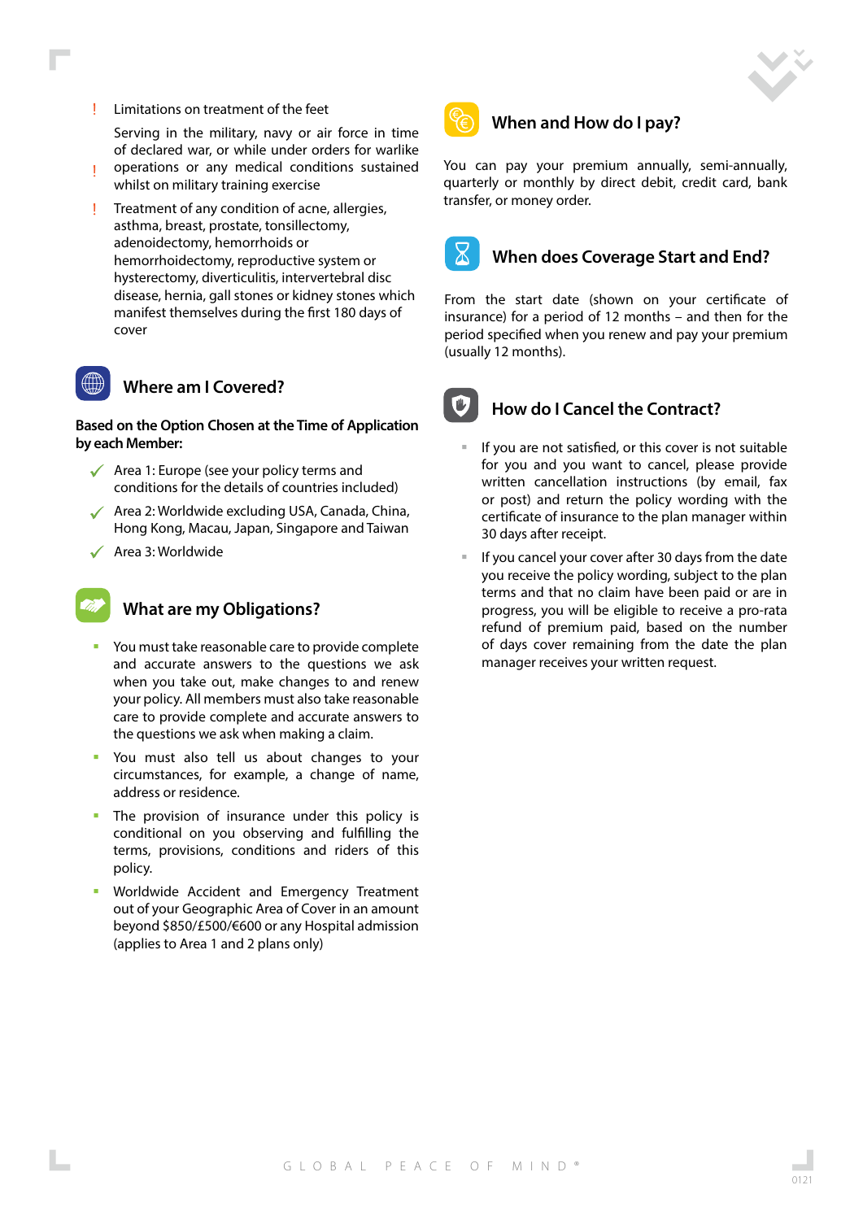- ! Limitations on treatment of the feet
- ! Serving in the military, navy or air force in time of declared war, or while under orders for warlike operations or any medical conditions sustained whilst on military training exercise
- ! Treatment of any condition of acne, allergies, asthma, breast, prostate, tonsillectomy, adenoidectomy, hemorrhoids or hemorrhoidectomy, reproductive system or hysterectomy, diverticulitis, intervertebral disc disease, hernia, gall stones or kidney stones which manifest themselves during the first 180 days of cover

## Where am I Covered?

**Based on the Option Chosen at the Time of Application by each Member:**

- ✓ Area 1: Europe (see your policy terms and conditions for the details of countries included)
- ✓ Area 2: Worldwide excluding USA, Canada, China, Hong Kong, Macau, Japan, Singapore and Taiwan
- ✓ Area 3: Worldwide

## What are my Obligations?

- You must take reasonable care to provide complete and accurate answers to the questions we ask when you take out, make changes to and renew your policy. All members must also take reasonable care to provide complete and accurate answers to the questions we ask when making a claim.
- You must also tell us about changes to your circumstances, for example, a change of name, address or residence.
- The provision of insurance under this policy is conditional on you observing and fulfilling the terms, provisions, conditions and riders of this policy.
- Worldwide Accident and Emergency Treatment out of your Geographic Area of Cover in an amount beyond $850/£500/€600 or any Hospital admission (applies to Area 1 and 2 plans only)

## When and How do I pay?

You can pay your premium annually, semi-annually, quarterly or monthly by direct debit, credit card, bank transfer, or money order.

## When does Coverage Start and End?

From the start date (shown on your certificate of insurance) for a period of 12 months – and then for the period specified when you renew and pay your premium (usually 12 months).

## How do I Cancel the Contract?

- If you are not satisfied, or this cover is not suitable for you and you want to cancel, please provide written cancellation instructions (by email, fax or post) and return the policy wording with the certificate of insurance to the plan manager within 30 days after receipt.
- If you cancel your cover after 30 days from the date you receive the policy wording, subject to the plan terms and that no claim have been paid or are in progress, you will be eligible to receive a pro-rata refund of premium paid, based on the number of days cover remaining from the date the plan manager receives your written request.